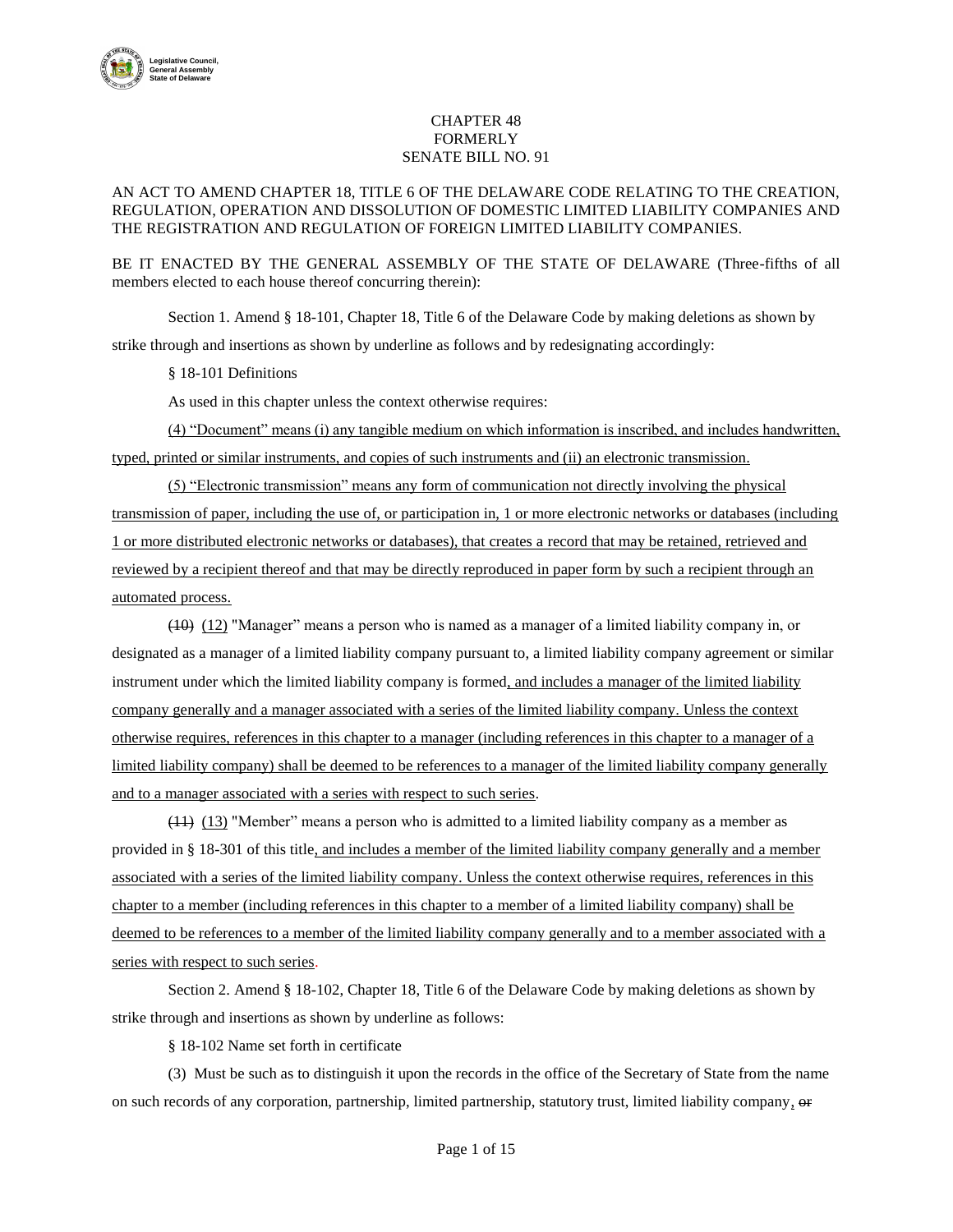CHAPTER 48
FORMERLY
SENATE BILL NO. 91

AN ACT TO AMEND CHAPTER 18, TITLE 6 OF THE DELAWARE CODE RELATING TO THE CREATION, REGULATION, OPERATION AND DISSOLUTION OF DOMESTIC LIMITED LIABILITY COMPANIES AND THE REGISTRATION AND REGULATION OF FOREIGN LIMITED LIABILITY COMPANIES.

BE IT ENACTED BY THE GENERAL ASSEMBLY OF THE STATE OF DELAWARE (Three-fifths of all members elected to each house thereof concurring therein):

Section 1. Amend § 18-101, Chapter 18, Title 6 of the Delaware Code by making deletions as shown by strike through and insertions as shown by underline as follows and by redesignating accordingly:

§ 18-101 Definitions

As used in this chapter unless the context otherwise requires:

<u>(4) “Document” means (i) any tangible medium on which information is inscribed, and includes handwritten, typed, printed or similar instruments, and copies of such instruments and (ii) an electronic transmission.</u>

<u>(5) “Electronic transmission” means any form of communication not directly involving the physical transmission of paper, including the use of, or participation in, 1 or more electronic networks or databases (including 1 or more distributed electronic networks or databases), that creates a record that may be retained, retrieved and reviewed by a recipient thereof and that may be directly reproduced in paper form by such a recipient through an automated process.</u>

~~(10)~~ <u>(12)</u> "Manager” means a person who is named as a manager of a limited liability company in, or designated as a manager of a limited liability company pursuant to, a limited liability company agreement or similar instrument under which the limited liability company is formed<u>, and includes a manager of the limited liability company generally and a manager associated with a series of the limited liability company. Unless the context otherwise requires, references in this chapter to a manager (including references in this chapter to a manager of a limited liability company) shall be deemed to be references to a manager of the limited liability company generally and to a manager associated with a series with respect to such series</u>.

~~(11)~~ <u>(13)</u> "Member” means a person who is admitted to a limited liability company as a member as provided in § 18-301 of this title<u>, and includes a member of the limited liability company generally and a member associated with a series of the limited liability company. Unless the context otherwise requires, references in this chapter to a member (including references in this chapter to a member of a limited liability company) shall be deemed to be references to a member of the limited liability company generally and to a member associated with a series with respect to such series</u>.

Section 2. Amend § 18-102, Chapter 18, Title 6 of the Delaware Code by making deletions as shown by strike through and insertions as shown by underline as follows:

§ 18-102 Name set forth in certificate

(3) Must be such as to distinguish it upon the records in the office of the Secretary of State from the name on such records of any corporation, partnership, limited partnership, statutory trust, limited liability company<u>,</u> ~~or~~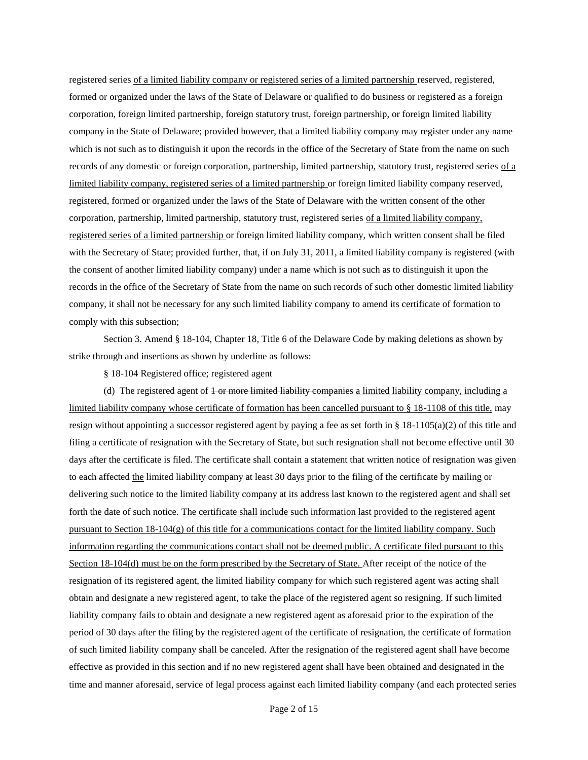registered series <u>of a limited liability company or registered series of a limited partnership </u>reserved, registered, formed or organized under the laws of the State of Delaware or qualified to do business or registered as a foreign corporation, foreign limited partnership, foreign statutory trust, foreign partnership, or foreign limited liability company in the State of Delaware; provided however, that a limited liability company may register under any name which is not such as to distinguish it upon the records in the office of the Secretary of State from the name on such records of any domestic or foreign corporation, partnership, limited partnership, statutory trust, registered series <u>of a limited liability company, registered series of a limited partnership </u>or foreign limited liability company reserved, registered, formed or organized under the laws of the State of Delaware with the written consent of the other corporation, partnership, limited partnership, statutory trust, registered series <u>of a limited liability company, registered series of a limited partnership </u>or foreign limited liability company, which written consent shall be filed with the Secretary of State; provided further, that, if on July 31, 2011, a limited liability company is registered (with the consent of another limited liability company) under a name which is not such as to distinguish it upon the records in the office of the Secretary of State from the name on such records of such other domestic limited liability company, it shall not be necessary for any such limited liability company to amend its certificate of formation to comply with this subsection;

Section 3. Amend § 18-104, Chapter 18, Title 6 of the Delaware Code by making deletions as shown by strike through and insertions as shown by underline as follows:

§ 18-104 Registered office; registered agent

(d) The registered agent of ~~1 or more limited liability companies~~ <u>a limited liability company, including a limited liability company whose certificate of formation has been cancelled pursuant to § 18-1108 of this title,</u> may resign without appointing a successor registered agent by paying a fee as set forth in § 18-1105(a)(2) of this title and filing a certificate of resignation with the Secretary of State, but such resignation shall not become effective until 30 days after the certificate is filed. The certificate shall contain a statement that written notice of resignation was given to ~~each affected~~ <u>the</u> limited liability company at least 30 days prior to the filing of the certificate by mailing or delivering such notice to the limited liability company at its address last known to the registered agent and shall set forth the date of such notice. <u>The certificate shall include such information last provided to the registered agent pursuant to Section 18-104(g) of this title for a communications contact for the limited liability company. Such information regarding the communications contact shall not be deemed public. A certificate filed pursuant to this Section 18-104(d) must be on the form prescribed by the Secretary of State. </u>After receipt of the notice of the resignation of its registered agent, the limited liability company for which such registered agent was acting shall obtain and designate a new registered agent, to take the place of the registered agent so resigning. If such limited liability company fails to obtain and designate a new registered agent as aforesaid prior to the expiration of the period of 30 days after the filing by the registered agent of the certificate of resignation, the certificate of formation of such limited liability company shall be canceled. After the resignation of the registered agent shall have become effective as provided in this section and if no new registered agent shall have been obtained and designated in the time and manner aforesaid, service of legal process against each limited liability company (and each protected series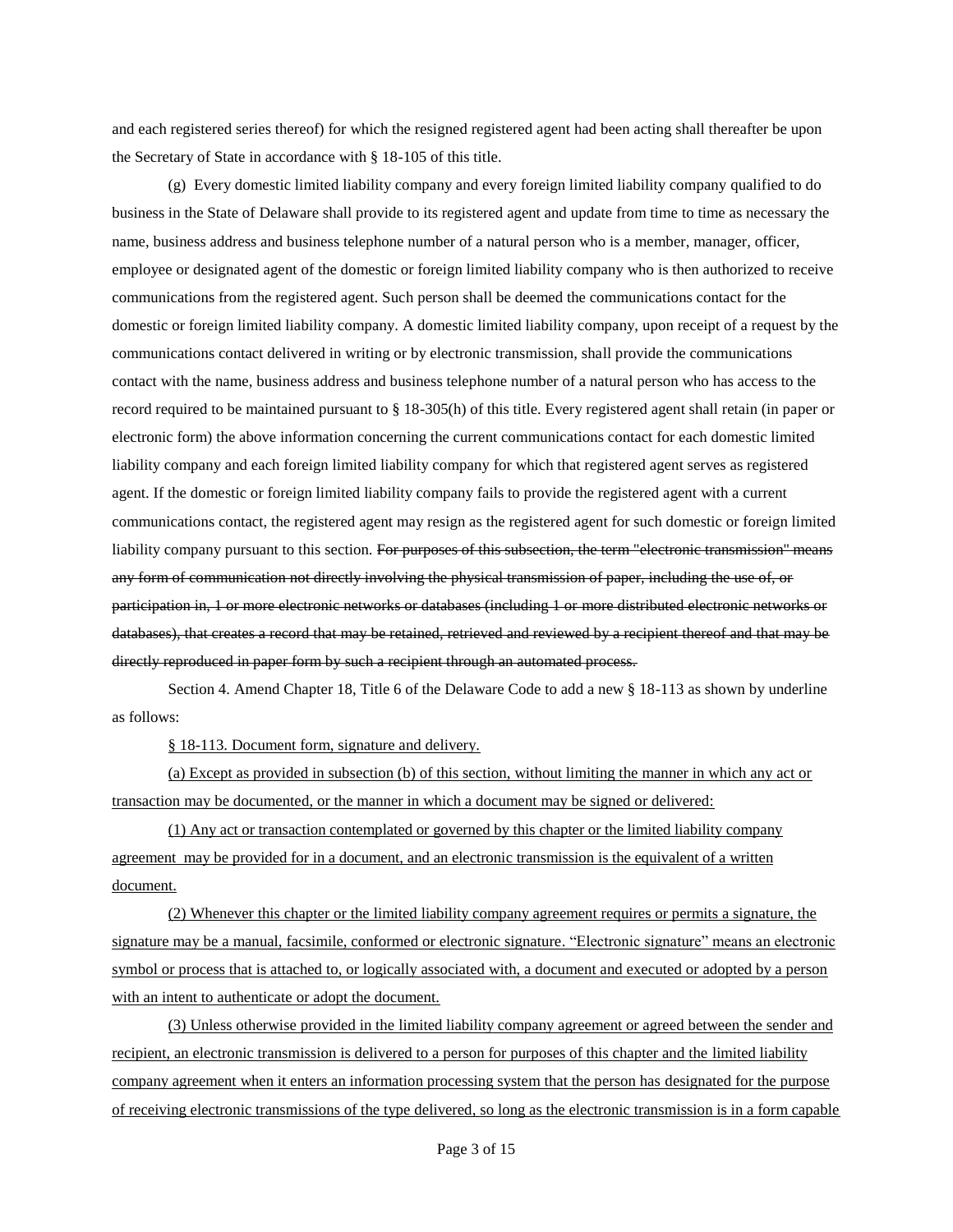and each registered series thereof) for which the resigned registered agent had been acting shall thereafter be upon the Secretary of State in accordance with § 18-105 of this title.

(g) Every domestic limited liability company and every foreign limited liability company qualified to do business in the State of Delaware shall provide to its registered agent and update from time to time as necessary the name, business address and business telephone number of a natural person who is a member, manager, officer, employee or designated agent of the domestic or foreign limited liability company who is then authorized to receive communications from the registered agent. Such person shall be deemed the communications contact for the domestic or foreign limited liability company. A domestic limited liability company, upon receipt of a request by the communications contact delivered in writing or by electronic transmission, shall provide the communications contact with the name, business address and business telephone number of a natural person who has access to the record required to be maintained pursuant to § 18-305(h) of this title. Every registered agent shall retain (in paper or electronic form) the above information concerning the current communications contact for each domestic limited liability company and each foreign limited liability company for which that registered agent serves as registered agent. If the domestic or foreign limited liability company fails to provide the registered agent with a current communications contact, the registered agent may resign as the registered agent for such domestic or foreign limited liability company pursuant to this section. ~~For purposes of this subsection, the term "electronic transmission" means any form of communication not directly involving the physical transmission of paper, including the use of, or participation in, 1 or more electronic networks or databases (including 1 or more distributed electronic networks or databases), that creates a record that may be retained, retrieved and reviewed by a recipient thereof and that may be directly reproduced in paper form by such a recipient through an automated process.~~

Section 4. Amend Chapter 18, Title 6 of the Delaware Code to add a new § 18-113 as shown by underline as follows:

<u>§ 18-113. Document form, signature and delivery.</u>

<u>(a) Except as provided in subsection (b) of this section, without limiting the manner in which any act or transaction may be documented, or the manner in which a document may be signed or delivered:</u>

<u>(1) Any act or transaction contemplated or governed by this chapter or the limited liability company agreement may be provided for in a document, and an electronic transmission is the equivalent of a written document.</u>

<u>(2) Whenever this chapter or the limited liability company agreement requires or permits a signature, the signature may be a manual, facsimile, conformed or electronic signature. "Electronic signature" means an electronic symbol or process that is attached to, or logically associated with, a document and executed or adopted by a person with an intent to authenticate or adopt the document.</u>

<u>(3) Unless otherwise provided in the limited liability company agreement or agreed between the sender and recipient, an electronic transmission is delivered to a person for purposes of this chapter and the limited liability company agreement when it enters an information processing system that the person has designated for the purpose of receiving electronic transmissions of the type delivered, so long as the electronic transmission is in a form capable</u>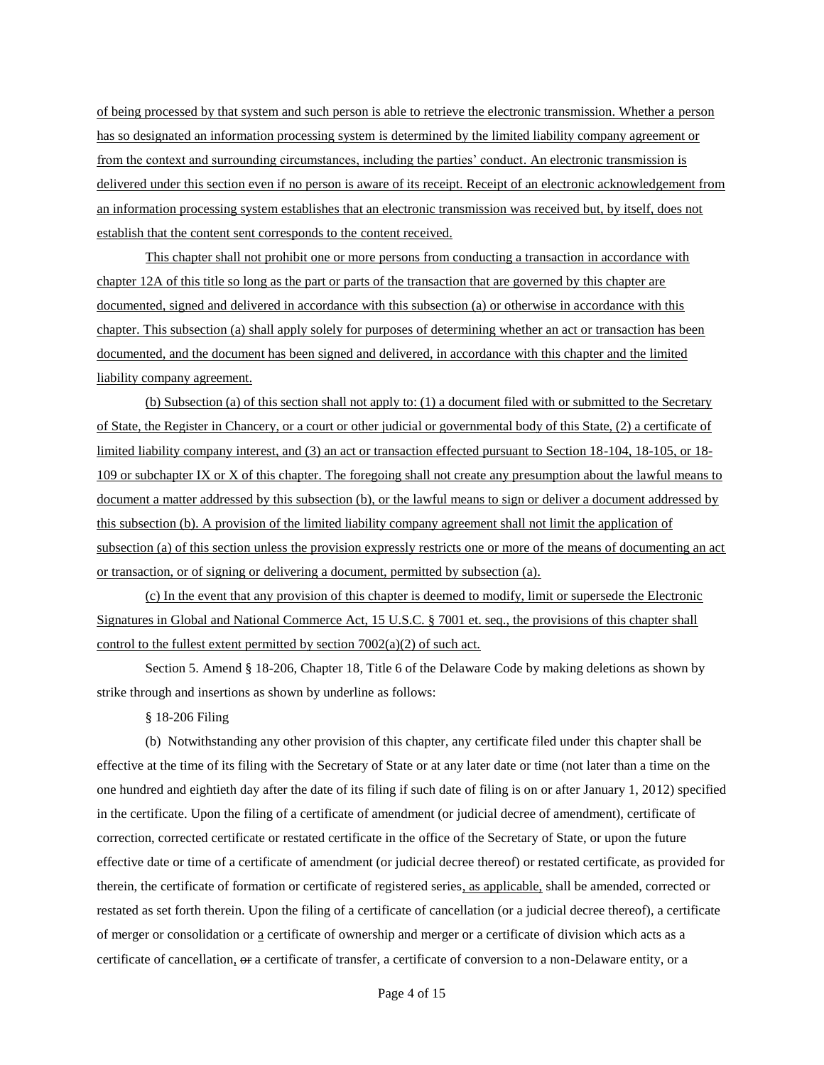of being processed by that system and such person is able to retrieve the electronic transmission. Whether a person has so designated an information processing system is determined by the limited liability company agreement or from the context and surrounding circumstances, including the parties' conduct. An electronic transmission is delivered under this section even if no person is aware of its receipt. Receipt of an electronic acknowledgement from an information processing system establishes that an electronic transmission was received but, by itself, does not establish that the content sent corresponds to the content received.

This chapter shall not prohibit one or more persons from conducting a transaction in accordance with chapter 12A of this title so long as the part or parts of the transaction that are governed by this chapter are documented, signed and delivered in accordance with this subsection (a) or otherwise in accordance with this chapter. This subsection (a) shall apply solely for purposes of determining whether an act or transaction has been documented, and the document has been signed and delivered, in accordance with this chapter and the limited liability company agreement.

(b) Subsection (a) of this section shall not apply to: (1) a document filed with or submitted to the Secretary of State, the Register in Chancery, or a court or other judicial or governmental body of this State, (2) a certificate of limited liability company interest, and (3) an act or transaction effected pursuant to Section 18-104, 18-105, or 18-109 or subchapter IX or X of this chapter. The foregoing shall not create any presumption about the lawful means to document a matter addressed by this subsection (b), or the lawful means to sign or deliver a document addressed by this subsection (b). A provision of the limited liability company agreement shall not limit the application of subsection (a) of this section unless the provision expressly restricts one or more of the means of documenting an act or transaction, or of signing or delivering a document, permitted by subsection (a).

(c) In the event that any provision of this chapter is deemed to modify, limit or supersede the Electronic Signatures in Global and National Commerce Act, 15 U.S.C. § 7001 et. seq., the provisions of this chapter shall control to the fullest extent permitted by section 7002(a)(2) of such act.

Section 5. Amend § 18-206, Chapter 18, Title 6 of the Delaware Code by making deletions as shown by strike through and insertions as shown by underline as follows:

§ 18-206 Filing

(b) Notwithstanding any other provision of this chapter, any certificate filed under this chapter shall be effective at the time of its filing with the Secretary of State or at any later date or time (not later than a time on the one hundred and eightieth day after the date of its filing if such date of filing is on or after January 1, 2012) specified in the certificate. Upon the filing of a certificate of amendment (or judicial decree of amendment), certificate of correction, corrected certificate or restated certificate in the office of the Secretary of State, or upon the future effective date or time of a certificate of amendment (or judicial decree thereof) or restated certificate, as provided for therein, the certificate of formation or certificate of registered series, as applicable, shall be amended, corrected or restated as set forth therein. Upon the filing of a certificate of cancellation (or a judicial decree thereof), a certificate of merger or consolidation or a certificate of ownership and merger or a certificate of division which acts as a certificate of cancellation, ~~or~~ a certificate of transfer, a certificate of conversion to a non-Delaware entity, or a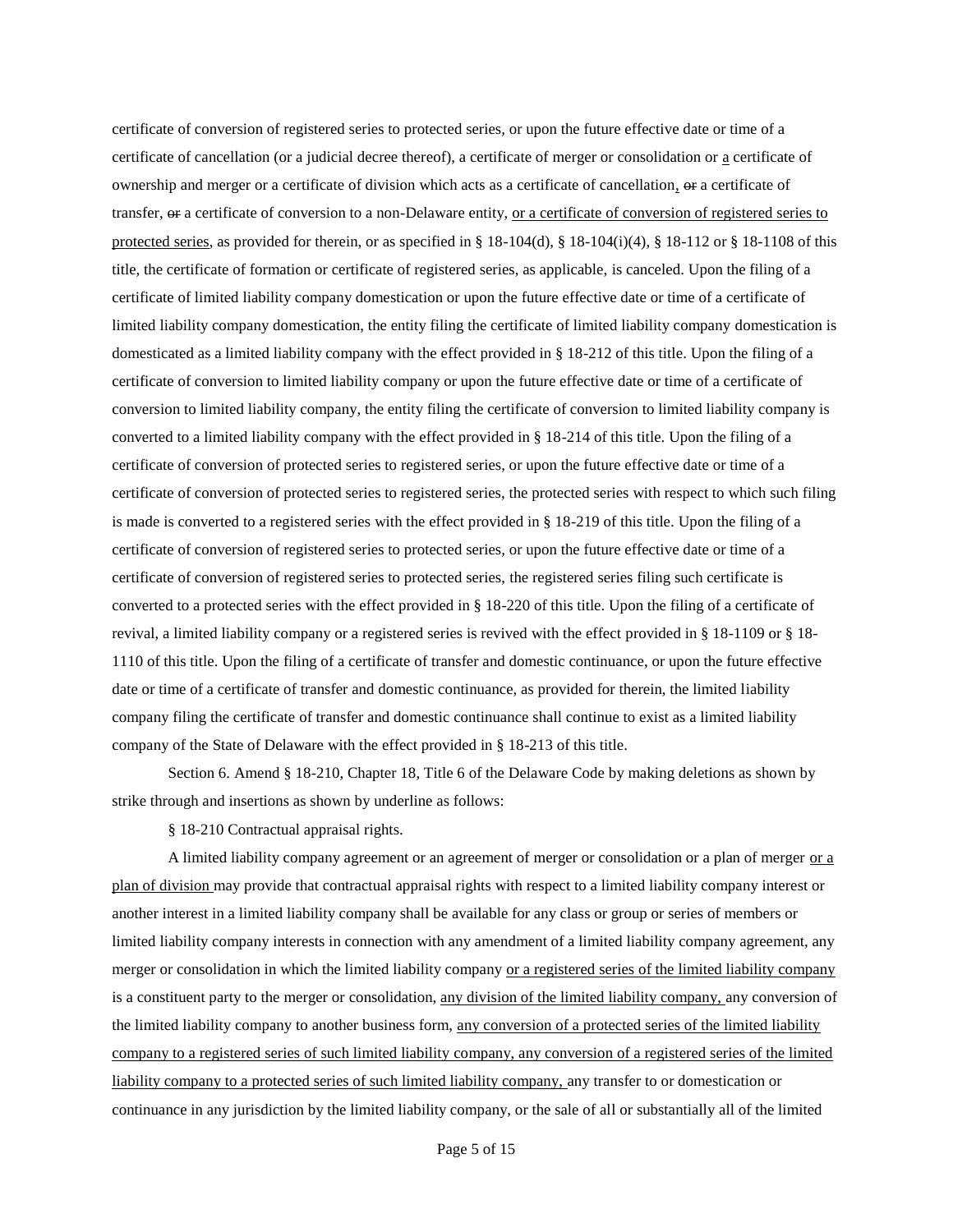certificate of conversion of registered series to protected series, or upon the future effective date or time of a certificate of cancellation (or a judicial decree thereof), a certificate of merger or consolidation or <u>a</u> certificate of ownership and merger or a certificate of division which acts as a certificate of cancellation<u>,</u> ~~or~~ a certificate of transfer, ~~or~~ a certificate of conversion to a non-Delaware entity, <u>or a certificate of conversion of registered series to protected series</u>, as provided for therein, or as specified in § 18-104(d), § 18-104(i)(4), § 18-112 or § 18-1108 of this title, the certificate of formation or certificate of registered series, as applicable, is canceled. Upon the filing of a certificate of limited liability company domestication or upon the future effective date or time of a certificate of limited liability company domestication, the entity filing the certificate of limited liability company domestication is domesticated as a limited liability company with the effect provided in § 18-212 of this title. Upon the filing of a certificate of conversion to limited liability company or upon the future effective date or time of a certificate of conversion to limited liability company, the entity filing the certificate of conversion to limited liability company is converted to a limited liability company with the effect provided in § 18-214 of this title. Upon the filing of a certificate of conversion of protected series to registered series, or upon the future effective date or time of a certificate of conversion of protected series to registered series, the protected series with respect to which such filing is made is converted to a registered series with the effect provided in § 18-219 of this title. Upon the filing of a certificate of conversion of registered series to protected series, or upon the future effective date or time of a certificate of conversion of registered series to protected series, the registered series filing such certificate is converted to a protected series with the effect provided in § 18-220 of this title. Upon the filing of a certificate of revival, a limited liability company or a registered series is revived with the effect provided in § 18-1109 or § 18-1110 of this title. Upon the filing of a certificate of transfer and domestic continuance, or upon the future effective date or time of a certificate of transfer and domestic continuance, as provided for therein, the limited liability company filing the certificate of transfer and domestic continuance shall continue to exist as a limited liability company of the State of Delaware with the effect provided in § 18-213 of this title.

Section 6. Amend § 18-210, Chapter 18, Title 6 of the Delaware Code by making deletions as shown by strike through and insertions as shown by underline as follows:

§ 18-210 Contractual appraisal rights.

A limited liability company agreement or an agreement of merger or consolidation or a plan of merger <u>or a plan of division</u> may provide that contractual appraisal rights with respect to a limited liability company interest or another interest in a limited liability company shall be available for any class or group or series of members or limited liability company interests in connection with any amendment of a limited liability company agreement, any merger or consolidation in which the limited liability company <u>or a registered series of the limited liability company</u> is a constituent party to the merger or consolidation, <u>any division of the limited liability company,</u> any conversion of the limited liability company to another business form, <u>any conversion of a protected series of the limited liability company to a registered series of such limited liability company, any conversion of a registered series of the limited liability company to a protected series of such limited liability company,</u> any transfer to or domestication or continuance in any jurisdiction by the limited liability company, or the sale of all or substantially all of the limited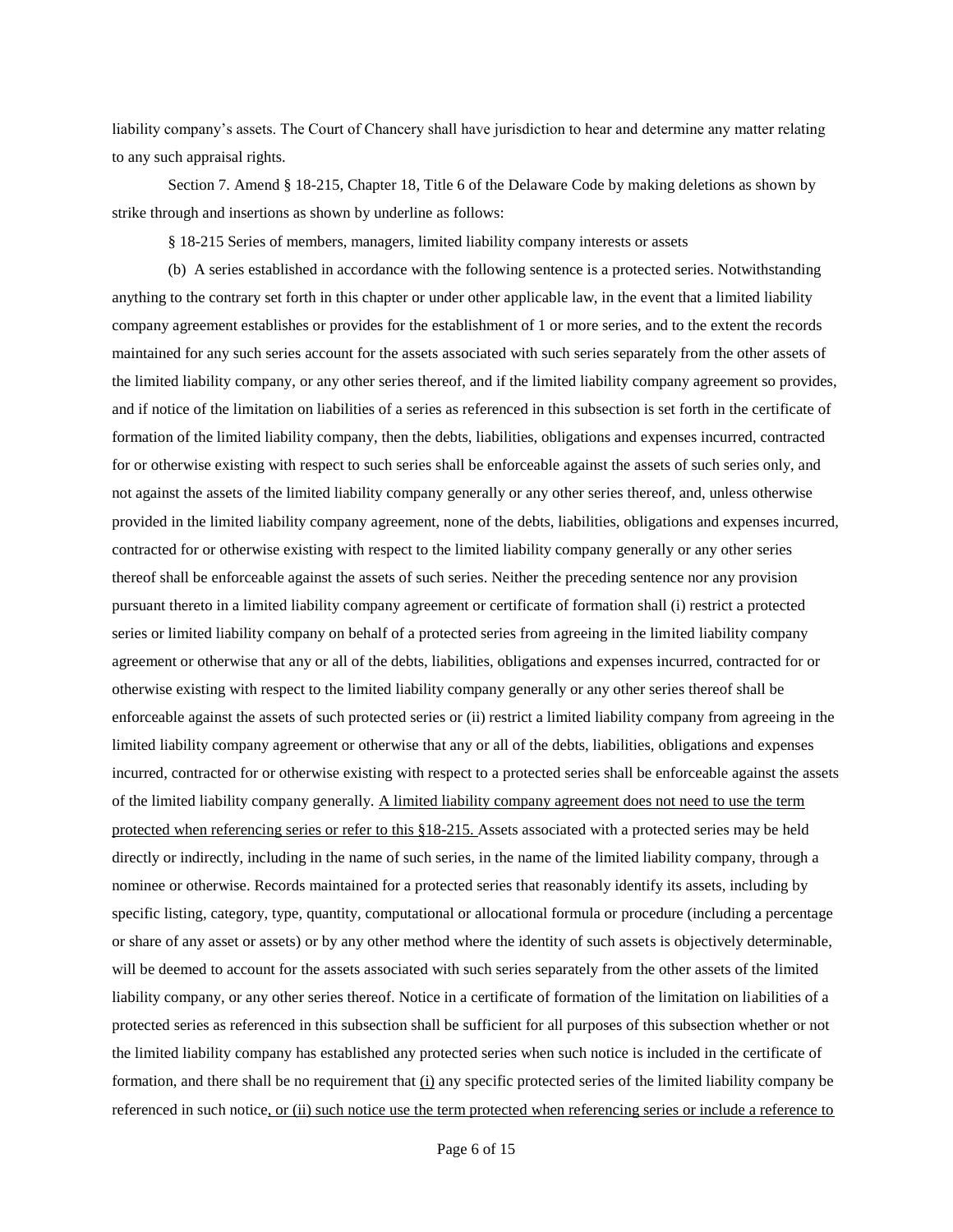liability company's assets. The Court of Chancery shall have jurisdiction to hear and determine any matter relating to any such appraisal rights.

Section 7. Amend § 18-215, Chapter 18, Title 6 of the Delaware Code by making deletions as shown by strike through and insertions as shown by underline as follows:

§ 18-215 Series of members, managers, limited liability company interests or assets

(b) A series established in accordance with the following sentence is a protected series. Notwithstanding anything to the contrary set forth in this chapter or under other applicable law, in the event that a limited liability company agreement establishes or provides for the establishment of 1 or more series, and to the extent the records maintained for any such series account for the assets associated with such series separately from the other assets of the limited liability company, or any other series thereof, and if the limited liability company agreement so provides, and if notice of the limitation on liabilities of a series as referenced in this subsection is set forth in the certificate of formation of the limited liability company, then the debts, liabilities, obligations and expenses incurred, contracted for or otherwise existing with respect to such series shall be enforceable against the assets of such series only, and not against the assets of the limited liability company generally or any other series thereof, and, unless otherwise provided in the limited liability company agreement, none of the debts, liabilities, obligations and expenses incurred, contracted for or otherwise existing with respect to the limited liability company generally or any other series thereof shall be enforceable against the assets of such series. Neither the preceding sentence nor any provision pursuant thereto in a limited liability company agreement or certificate of formation shall (i) restrict a protected series or limited liability company on behalf of a protected series from agreeing in the limited liability company agreement or otherwise that any or all of the debts, liabilities, obligations and expenses incurred, contracted for or otherwise existing with respect to the limited liability company generally or any other series thereof shall be enforceable against the assets of such protected series or (ii) restrict a limited liability company from agreeing in the limited liability company agreement or otherwise that any or all of the debts, liabilities, obligations and expenses incurred, contracted for or otherwise existing with respect to a protected series shall be enforceable against the assets of the limited liability company generally. <u>A limited liability company agreement does not need to use the term protected when referencing series or refer to this §18-215.</u> Assets associated with a protected series may be held directly or indirectly, including in the name of such series, in the name of the limited liability company, through a nominee or otherwise. Records maintained for a protected series that reasonably identify its assets, including by specific listing, category, type, quantity, computational or allocational formula or procedure (including a percentage or share of any asset or assets) or by any other method where the identity of such assets is objectively determinable, will be deemed to account for the assets associated with such series separately from the other assets of the limited liability company, or any other series thereof. Notice in a certificate of formation of the limitation on liabilities of a protected series as referenced in this subsection shall be sufficient for all purposes of this subsection whether or not the limited liability company has established any protected series when such notice is included in the certificate of formation, and there shall be no requirement that <u>(i)</u> any specific protected series of the limited liability company be referenced in such notice<u>, or (ii) such notice use the term protected when referencing series or include a reference to</u>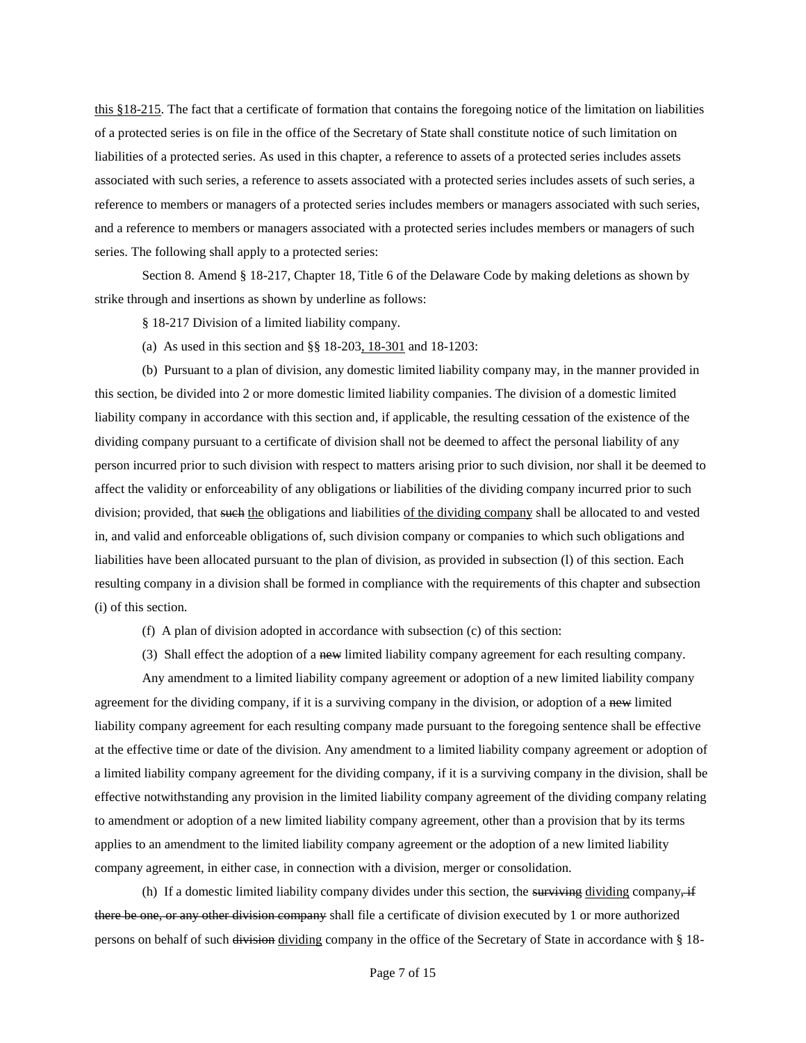this §18-215. The fact that a certificate of formation that contains the foregoing notice of the limitation on liabilities of a protected series is on file in the office of the Secretary of State shall constitute notice of such limitation on liabilities of a protected series. As used in this chapter, a reference to assets of a protected series includes assets associated with such series, a reference to assets associated with a protected series includes assets of such series, a reference to members or managers of a protected series includes members or managers associated with such series, and a reference to members or managers associated with a protected series includes members or managers of such series. The following shall apply to a protected series:

Section 8. Amend § 18-217, Chapter 18, Title 6 of the Delaware Code by making deletions as shown by strike through and insertions as shown by underline as follows:

§ 18-217 Division of a limited liability company.

(a) As used in this section and §§ 18-203, 18-301 and 18-1203:

(b) Pursuant to a plan of division, any domestic limited liability company may, in the manner provided in this section, be divided into 2 or more domestic limited liability companies. The division of a domestic limited liability company in accordance with this section and, if applicable, the resulting cessation of the existence of the dividing company pursuant to a certificate of division shall not be deemed to affect the personal liability of any person incurred prior to such division with respect to matters arising prior to such division, nor shall it be deemed to affect the validity or enforceability of any obligations or liabilities of the dividing company incurred prior to such division; provided, that ~~such~~ the obligations and liabilities of the dividing company shall be allocated to and vested in, and valid and enforceable obligations of, such division company or companies to which such obligations and liabilities have been allocated pursuant to the plan of division, as provided in subsection (l) of this section. Each resulting company in a division shall be formed in compliance with the requirements of this chapter and subsection (i) of this section.

(f) A plan of division adopted in accordance with subsection (c) of this section:

(3) Shall effect the adoption of a ~~new~~ limited liability company agreement for each resulting company.

Any amendment to a limited liability company agreement or adoption of a new limited liability company agreement for the dividing company, if it is a surviving company in the division, or adoption of a ~~new~~ limited liability company agreement for each resulting company made pursuant to the foregoing sentence shall be effective at the effective time or date of the division. Any amendment to a limited liability company agreement or adoption of a limited liability company agreement for the dividing company, if it is a surviving company in the division, shall be effective notwithstanding any provision in the limited liability company agreement of the dividing company relating to amendment or adoption of a new limited liability company agreement, other than a provision that by its terms applies to an amendment to the limited liability company agreement or the adoption of a new limited liability company agreement, in either case, in connection with a division, merger or consolidation.

(h) If a domestic limited liability company divides under this section, the ~~surviving~~ dividing company~~, if there be one, or any other division company~~ shall file a certificate of division executed by 1 or more authorized persons on behalf of such ~~division~~ dividing company in the office of the Secretary of State in accordance with § 18-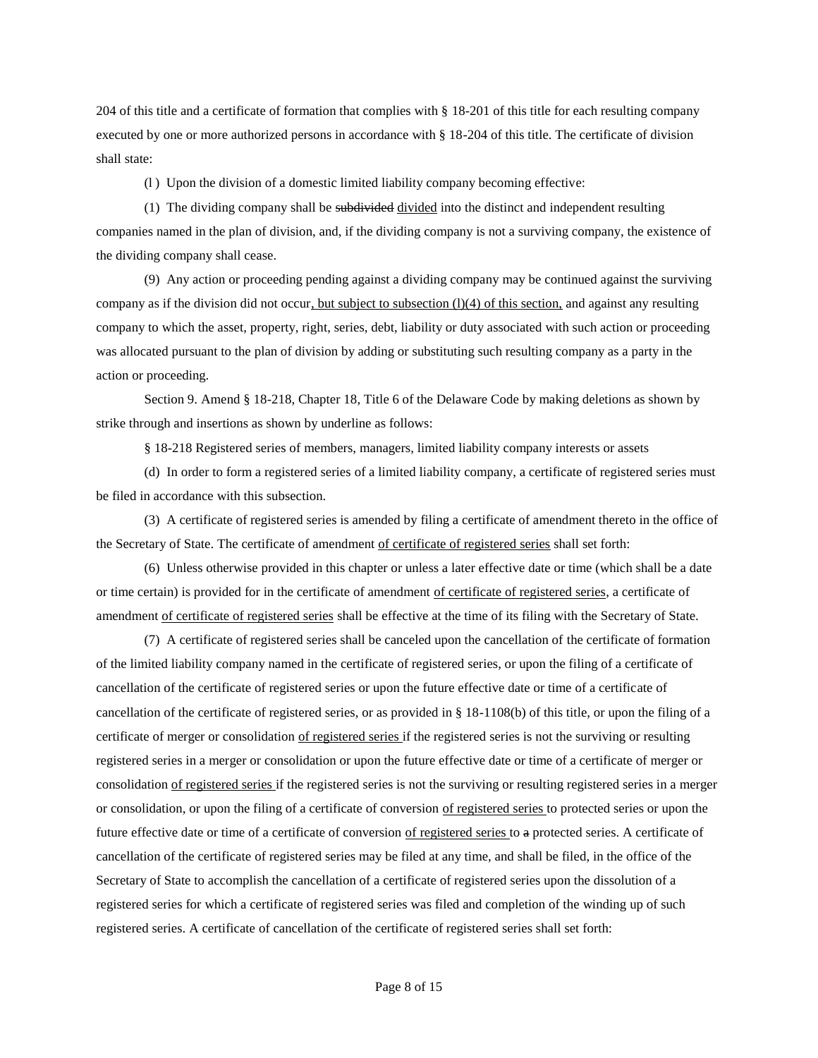204 of this title and a certificate of formation that complies with § 18-201 of this title for each resulting company executed by one or more authorized persons in accordance with § 18-204 of this title. The certificate of division shall state:

(l) Upon the division of a domestic limited liability company becoming effective:

(1) The dividing company shall be ~~subdivided~~ <u>divided</u> into the distinct and independent resulting companies named in the plan of division, and, if the dividing company is not a surviving company, the existence of the dividing company shall cease.

(9) Any action or proceeding pending against a dividing company may be continued against the surviving company as if the division did not occur<u>, but subject to subsection (l)(4) of this section,</u> and against any resulting company to which the asset, property, right, series, debt, liability or duty associated with such action or proceeding was allocated pursuant to the plan of division by adding or substituting such resulting company as a party in the action or proceeding.

Section 9. Amend § 18-218, Chapter 18, Title 6 of the Delaware Code by making deletions as shown by strike through and insertions as shown by underline as follows:

§ 18-218 Registered series of members, managers, limited liability company interests or assets

(d) In order to form a registered series of a limited liability company, a certificate of registered series must be filed in accordance with this subsection.

(3) A certificate of registered series is amended by filing a certificate of amendment thereto in the office of the Secretary of State. The certificate of amendment <u>of certificate of registered series</u> shall set forth:

(6) Unless otherwise provided in this chapter or unless a later effective date or time (which shall be a date or time certain) is provided for in the certificate of amendment <u>of certificate of registered series</u>, a certificate of amendment <u>of certificate of registered series</u> shall be effective at the time of its filing with the Secretary of State.

(7) A certificate of registered series shall be canceled upon the cancellation of the certificate of formation of the limited liability company named in the certificate of registered series, or upon the filing of a certificate of cancellation of the certificate of registered series or upon the future effective date or time of a certificate of cancellation of the certificate of registered series, or as provided in § 18-1108(b) of this title, or upon the filing of a certificate of merger or consolidation <u>of registered series</u> if the registered series is not the surviving or resulting registered series in a merger or consolidation or upon the future effective date or time of a certificate of merger or consolidation <u>of registered series</u> if the registered series is not the surviving or resulting registered series in a merger or consolidation, or upon the filing of a certificate of conversion <u>of registered series</u> to protected series or upon the future effective date or time of a certificate of conversion <u>of registered series</u> to ~~a~~ protected series. A certificate of cancellation of the certificate of registered series may be filed at any time, and shall be filed, in the office of the Secretary of State to accomplish the cancellation of a certificate of registered series upon the dissolution of a registered series for which a certificate of registered series was filed and completion of the winding up of such registered series. A certificate of cancellation of the certificate of registered series shall set forth: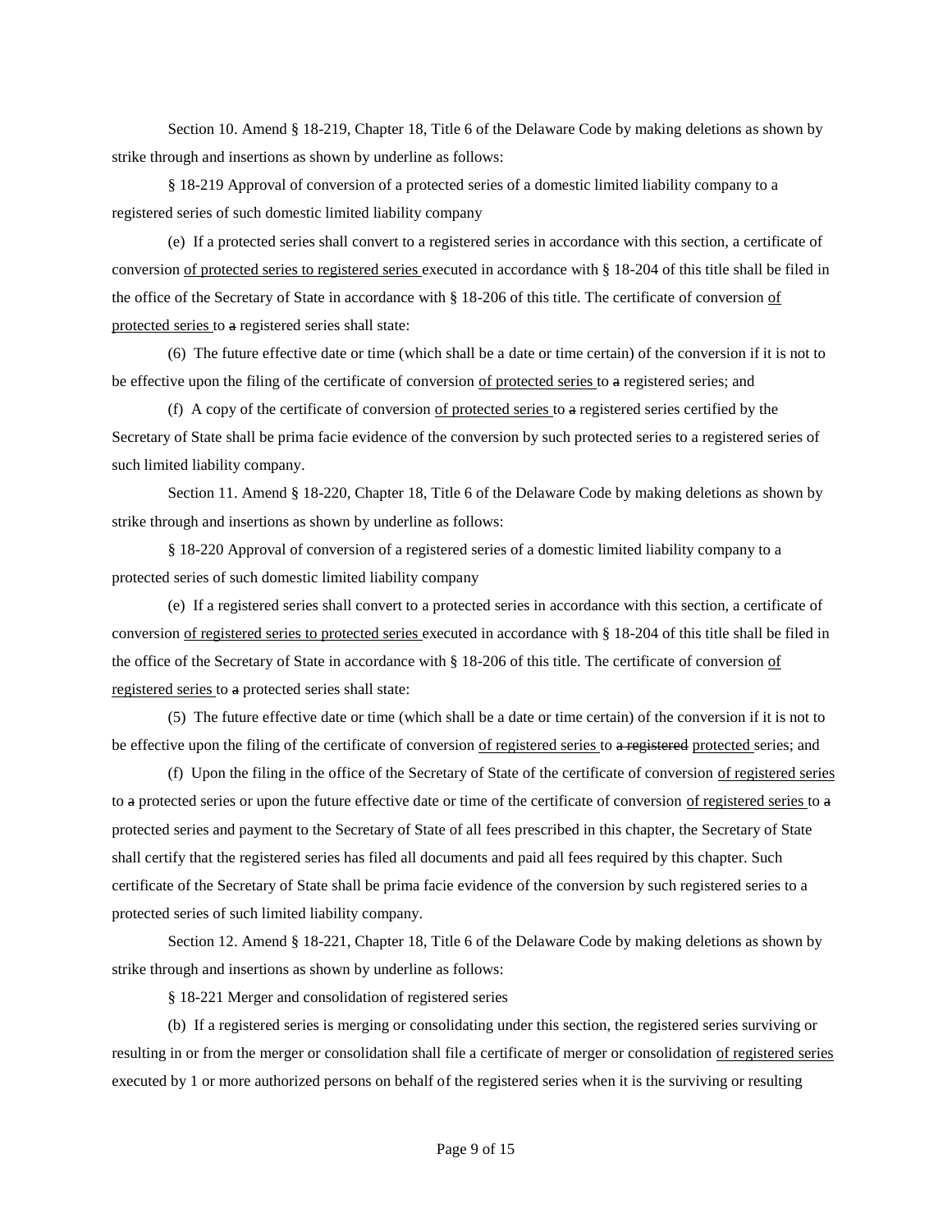Section 10. Amend § 18-219, Chapter 18, Title 6 of the Delaware Code by making deletions as shown by strike through and insertions as shown by underline as follows:

§ 18-219 Approval of conversion of a protected series of a domestic limited liability company to a registered series of such domestic limited liability company

(e) If a protected series shall convert to a registered series in accordance with this section, a certificate of conversion <u>of protected series to registered series</u> executed in accordance with § 18-204 of this title shall be filed in the office of the Secretary of State in accordance with § 18-206 of this title. The certificate of conversion <u>of protected series</u> to ~~a~~ registered series shall state:

(6) The future effective date or time (which shall be a date or time certain) of the conversion if it is not to be effective upon the filing of the certificate of conversion <u>of protected series</u> to ~~a~~ registered series; and

(f) A copy of the certificate of conversion <u>of protected series</u> to ~~a~~ registered series certified by the Secretary of State shall be prima facie evidence of the conversion by such protected series to a registered series of such limited liability company.

Section 11. Amend § 18-220, Chapter 18, Title 6 of the Delaware Code by making deletions as shown by strike through and insertions as shown by underline as follows:

§ 18-220 Approval of conversion of a registered series of a domestic limited liability company to a protected series of such domestic limited liability company

(e) If a registered series shall convert to a protected series in accordance with this section, a certificate of conversion <u>of registered series to protected series</u> executed in accordance with § 18-204 of this title shall be filed in the office of the Secretary of State in accordance with § 18-206 of this title. The certificate of conversion <u>of registered series</u> to ~~a~~ protected series shall state:

(5) The future effective date or time (which shall be a date or time certain) of the conversion if it is not to be effective upon the filing of the certificate of conversion <u>of registered series</u> to ~~a registered~~ <u>protected</u> series; and

(f) Upon the filing in the office of the Secretary of State of the certificate of conversion <u>of registered series</u> to ~~a~~ protected series or upon the future effective date or time of the certificate of conversion <u>of registered series</u> to ~~a~~ protected series and payment to the Secretary of State of all fees prescribed in this chapter, the Secretary of State shall certify that the registered series has filed all documents and paid all fees required by this chapter. Such certificate of the Secretary of State shall be prima facie evidence of the conversion by such registered series to a protected series of such limited liability company.

Section 12. Amend § 18-221, Chapter 18, Title 6 of the Delaware Code by making deletions as shown by strike through and insertions as shown by underline as follows:

§ 18-221 Merger and consolidation of registered series

(b) If a registered series is merging or consolidating under this section, the registered series surviving or resulting in or from the merger or consolidation shall file a certificate of merger or consolidation <u>of registered series</u> executed by 1 or more authorized persons on behalf of the registered series when it is the surviving or resulting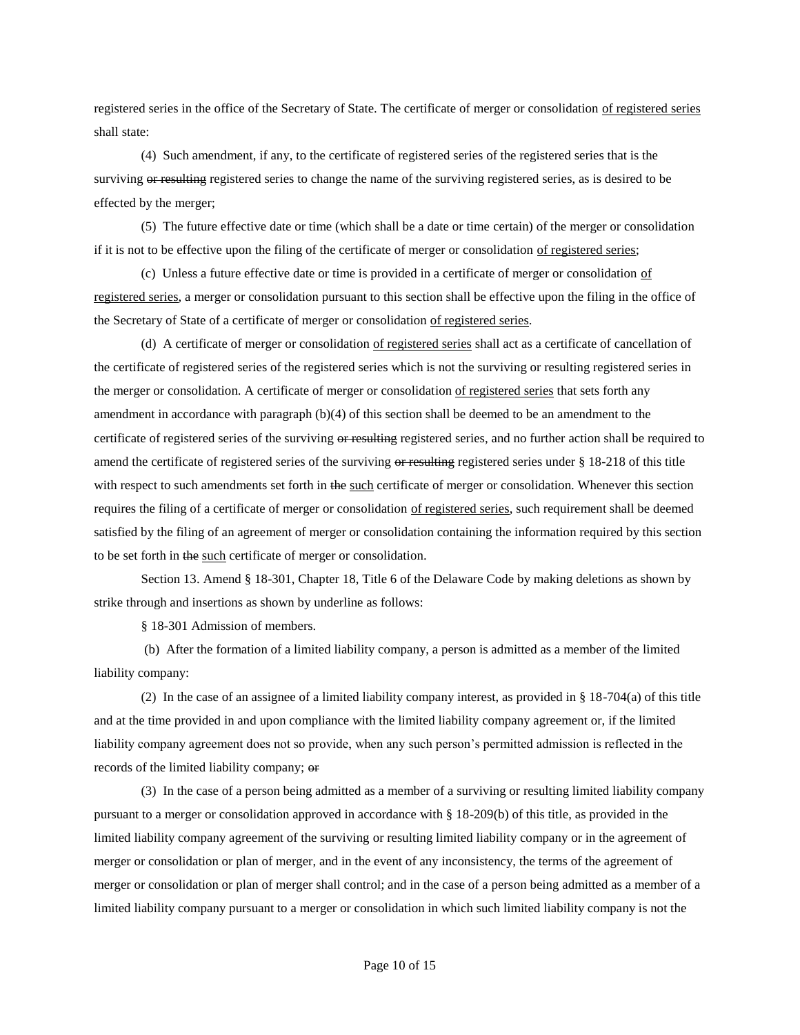registered series in the office of the Secretary of State. The certificate of merger or consolidation <u>of registered series</u> shall state:

(4) Such amendment, if any, to the certificate of registered series of the registered series that is the surviving ~~or resulting~~ registered series to change the name of the surviving registered series, as is desired to be effected by the merger;

(5) The future effective date or time (which shall be a date or time certain) of the merger or consolidation if it is not to be effective upon the filing of the certificate of merger or consolidation <u>of registered series</u>;

(c) Unless a future effective date or time is provided in a certificate of merger or consolidation <u>of registered series</u>, a merger or consolidation pursuant to this section shall be effective upon the filing in the office of the Secretary of State of a certificate of merger or consolidation <u>of registered series</u>.

(d) A certificate of merger or consolidation <u>of registered series</u> shall act as a certificate of cancellation of the certificate of registered series of the registered series which is not the surviving or resulting registered series in the merger or consolidation. A certificate of merger or consolidation <u>of registered series</u> that sets forth any amendment in accordance with paragraph (b)(4) of this section shall be deemed to be an amendment to the certificate of registered series of the surviving ~~or resulting~~ registered series, and no further action shall be required to amend the certificate of registered series of the surviving ~~or resulting~~ registered series under § 18-218 of this title with respect to such amendments set forth in ~~the~~ <u>such</u> certificate of merger or consolidation. Whenever this section requires the filing of a certificate of merger or consolidation <u>of registered series</u>, such requirement shall be deemed satisfied by the filing of an agreement of merger or consolidation containing the information required by this section to be set forth in ~~the~~ <u>such</u> certificate of merger or consolidation.

Section 13. Amend § 18-301, Chapter 18, Title 6 of the Delaware Code by making deletions as shown by strike through and insertions as shown by underline as follows:

§ 18-301 Admission of members.

(b) After the formation of a limited liability company, a person is admitted as a member of the limited liability company:

(2) In the case of an assignee of a limited liability company interest, as provided in § 18-704(a) of this title and at the time provided in and upon compliance with the limited liability company agreement or, if the limited liability company agreement does not so provide, when any such person's permitted admission is reflected in the records of the limited liability company; ~~or~~

(3) In the case of a person being admitted as a member of a surviving or resulting limited liability company pursuant to a merger or consolidation approved in accordance with § 18-209(b) of this title, as provided in the limited liability company agreement of the surviving or resulting limited liability company or in the agreement of merger or consolidation or plan of merger, and in the event of any inconsistency, the terms of the agreement of merger or consolidation or plan of merger shall control; and in the case of a person being admitted as a member of a limited liability company pursuant to a merger or consolidation in which such limited liability company is not the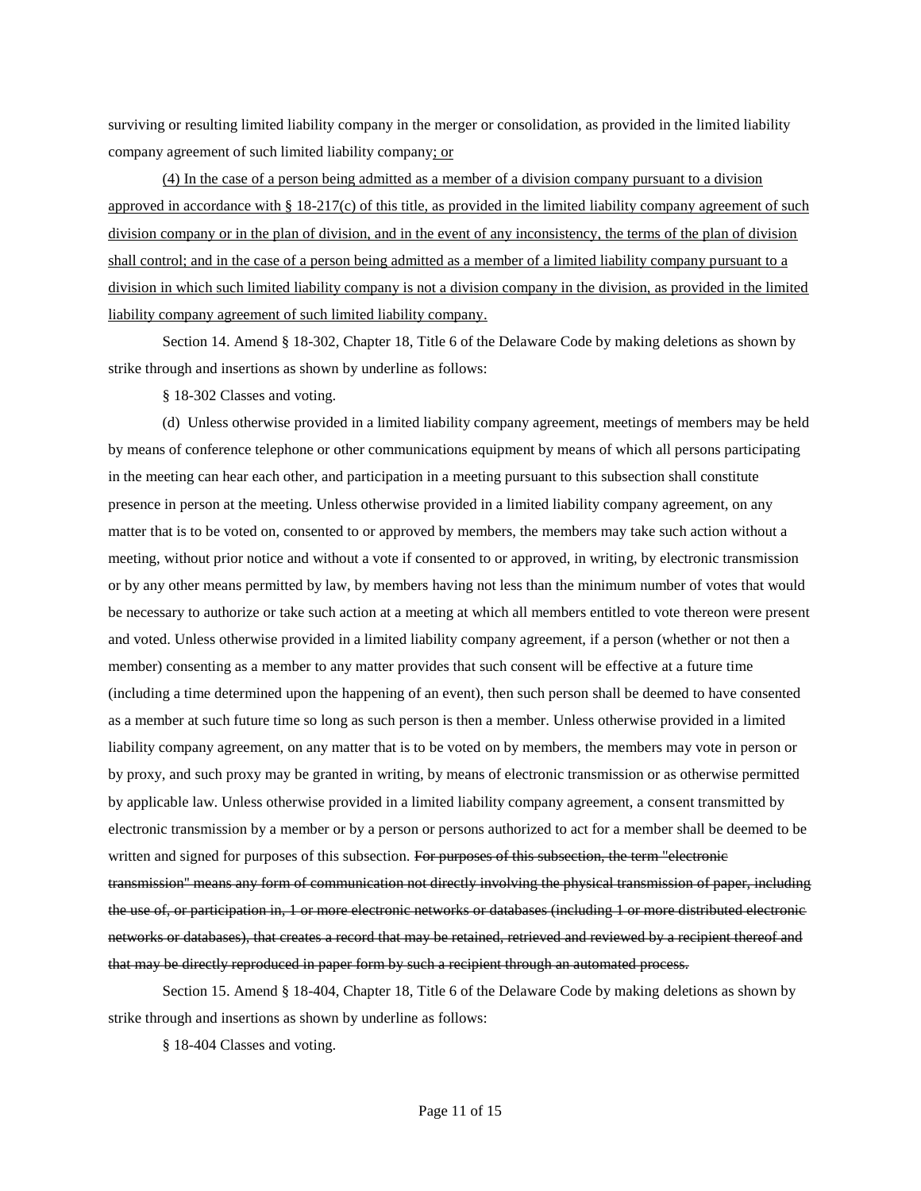surviving or resulting limited liability company in the merger or consolidation, as provided in the limited liability company agreement of such limited liability company<u>; or</u>

<u>(4) In the case of a person being admitted as a member of a division company pursuant to a division approved in accordance with § 18-217(c) of this title, as provided in the limited liability company agreement of such division company or in the plan of division, and in the event of any inconsistency, the terms of the plan of division shall control; and in the case of a person being admitted as a member of a limited liability company pursuant to a division in which such limited liability company is not a division company in the division, as provided in the limited liability company agreement of such limited liability company.</u>

Section 14. Amend § 18-302, Chapter 18, Title 6 of the Delaware Code by making deletions as shown by strike through and insertions as shown by underline as follows:

§ 18-302 Classes and voting.

(d) Unless otherwise provided in a limited liability company agreement, meetings of members may be held by means of conference telephone or other communications equipment by means of which all persons participating in the meeting can hear each other, and participation in a meeting pursuant to this subsection shall constitute presence in person at the meeting. Unless otherwise provided in a limited liability company agreement, on any matter that is to be voted on, consented to or approved by members, the members may take such action without a meeting, without prior notice and without a vote if consented to or approved, in writing, by electronic transmission or by any other means permitted by law, by members having not less than the minimum number of votes that would be necessary to authorize or take such action at a meeting at which all members entitled to vote thereon were present and voted. Unless otherwise provided in a limited liability company agreement, if a person (whether or not then a member) consenting as a member to any matter provides that such consent will be effective at a future time (including a time determined upon the happening of an event), then such person shall be deemed to have consented as a member at such future time so long as such person is then a member. Unless otherwise provided in a limited liability company agreement, on any matter that is to be voted on by members, the members may vote in person or by proxy, and such proxy may be granted in writing, by means of electronic transmission or as otherwise permitted by applicable law. Unless otherwise provided in a limited liability company agreement, a consent transmitted by electronic transmission by a member or by a person or persons authorized to act for a member shall be deemed to be written and signed for purposes of this subsection. ~~For purposes of this subsection, the term "electronic transmission" means any form of communication not directly involving the physical transmission of paper, including the use of, or participation in, 1 or more electronic networks or databases (including 1 or more distributed electronic networks or databases), that creates a record that may be retained, retrieved and reviewed by a recipient thereof and that may be directly reproduced in paper form by such a recipient through an automated process.~~

Section 15. Amend § 18-404, Chapter 18, Title 6 of the Delaware Code by making deletions as shown by strike through and insertions as shown by underline as follows:

§ 18-404 Classes and voting.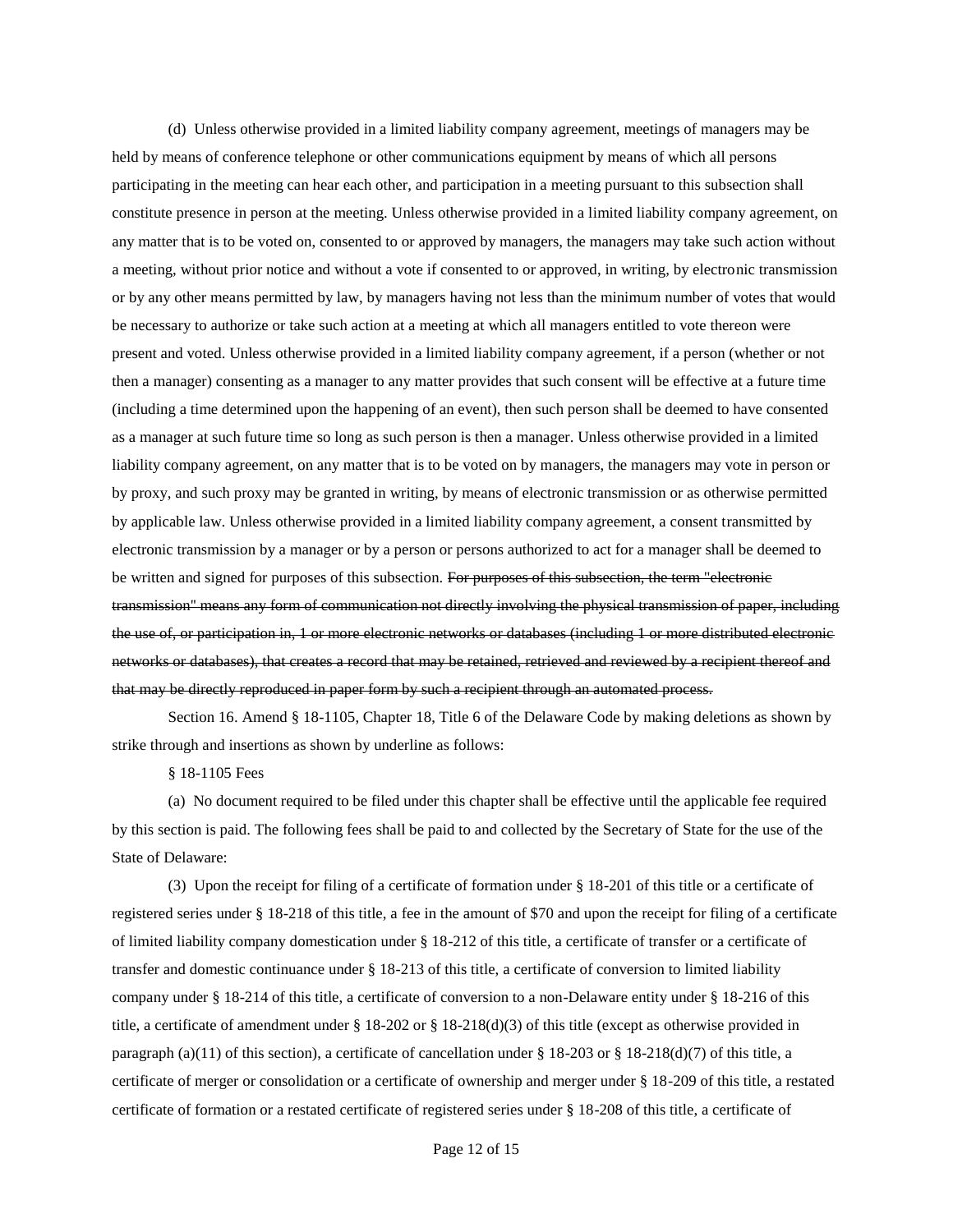(d) Unless otherwise provided in a limited liability company agreement, meetings of managers may be held by means of conference telephone or other communications equipment by means of which all persons participating in the meeting can hear each other, and participation in a meeting pursuant to this subsection shall constitute presence in person at the meeting. Unless otherwise provided in a limited liability company agreement, on any matter that is to be voted on, consented to or approved by managers, the managers may take such action without a meeting, without prior notice and without a vote if consented to or approved, in writing, by electronic transmission or by any other means permitted by law, by managers having not less than the minimum number of votes that would be necessary to authorize or take such action at a meeting at which all managers entitled to vote thereon were present and voted. Unless otherwise provided in a limited liability company agreement, if a person (whether or not then a manager) consenting as a manager to any matter provides that such consent will be effective at a future time (including a time determined upon the happening of an event), then such person shall be deemed to have consented as a manager at such future time so long as such person is then a manager. Unless otherwise provided in a limited liability company agreement, on any matter that is to be voted on by managers, the managers may vote in person or by proxy, and such proxy may be granted in writing, by means of electronic transmission or as otherwise permitted by applicable law. Unless otherwise provided in a limited liability company agreement, a consent transmitted by electronic transmission by a manager or by a person or persons authorized to act for a manager shall be deemed to be written and signed for purposes of this subsection. ~~For purposes of this subsection, the term "electronic transmission" means any form of communication not directly involving the physical transmission of paper, including the use of, or participation in, 1 or more electronic networks or databases (including 1 or more distributed electronic networks or databases), that creates a record that may be retained, retrieved and reviewed by a recipient thereof and that may be directly reproduced in paper form by such a recipient through an automated process.~~

Section 16. Amend § 18-1105, Chapter 18, Title 6 of the Delaware Code by making deletions as shown by strike through and insertions as shown by underline as follows:

§ 18-1105 Fees

(a) No document required to be filed under this chapter shall be effective until the applicable fee required by this section is paid. The following fees shall be paid to and collected by the Secretary of State for the use of the State of Delaware:

(3) Upon the receipt for filing of a certificate of formation under § 18-201 of this title or a certificate of registered series under § 18-218 of this title, a fee in the amount of $70 and upon the receipt for filing of a certificate of limited liability company domestication under § 18-212 of this title, a certificate of transfer or a certificate of transfer and domestic continuance under § 18-213 of this title, a certificate of conversion to limited liability company under § 18-214 of this title, a certificate of conversion to a non-Delaware entity under § 18-216 of this title, a certificate of amendment under § 18-202 or § 18-218(d)(3) of this title (except as otherwise provided in paragraph (a)(11) of this section), a certificate of cancellation under § 18-203 or § 18-218(d)(7) of this title, a certificate of merger or consolidation or a certificate of ownership and merger under § 18-209 of this title, a restated certificate of formation or a restated certificate of registered series under § 18-208 of this title, a certificate of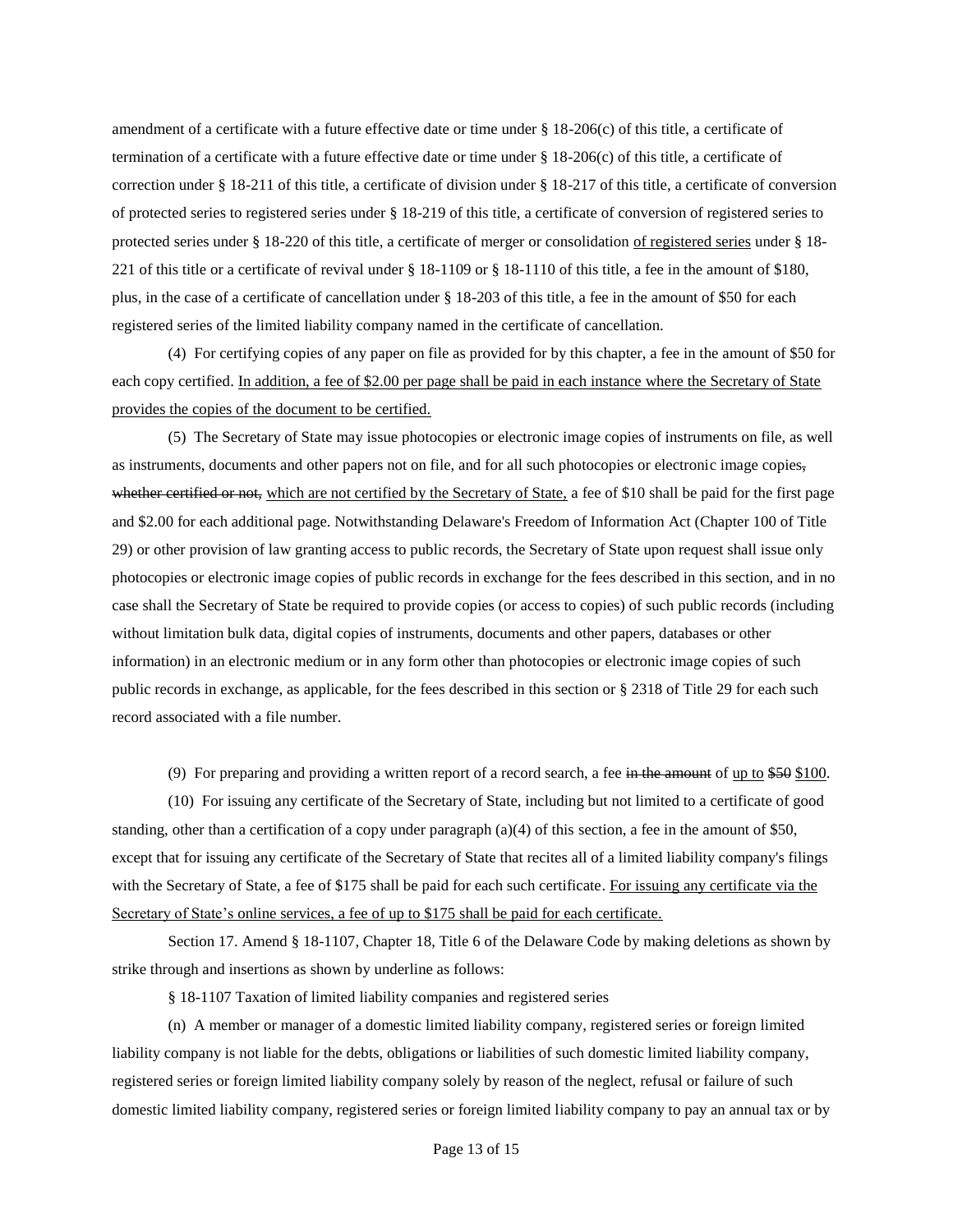amendment of a certificate with a future effective date or time under § 18-206(c) of this title, a certificate of termination of a certificate with a future effective date or time under § 18-206(c) of this title, a certificate of correction under § 18-211 of this title, a certificate of division under § 18-217 of this title, a certificate of conversion of protected series to registered series under § 18-219 of this title, a certificate of conversion of registered series to protected series under § 18-220 of this title, a certificate of merger or consolidation <u>of registered series</u> under § 18-221 of this title or a certificate of revival under § 18-1109 or § 18-1110 of this title, a fee in the amount of $180, plus, in the case of a certificate of cancellation under § 18-203 of this title, a fee in the amount of $50 for each registered series of the limited liability company named in the certificate of cancellation.

(4) For certifying copies of any paper on file as provided for by this chapter, a fee in the amount of $50 for each copy certified. <u>In addition, a fee of $2.00 per page shall be paid in each instance where the Secretary of State provides the copies of the document to be certified.</u>

(5) The Secretary of State may issue photocopies or electronic image copies of instruments on file, as well as instruments, documents and other papers not on file, and for all such photocopies or electronic image copies~~, whether certified or not,~~ <u>which are not certified by the Secretary of State,</u> a fee of $10 shall be paid for the first page and $2.00 for each additional page. Notwithstanding Delaware's Freedom of Information Act (Chapter 100 of Title 29) or other provision of law granting access to public records, the Secretary of State upon request shall issue only photocopies or electronic image copies of public records in exchange for the fees described in this section, and in no case shall the Secretary of State be required to provide copies (or access to copies) of such public records (including without limitation bulk data, digital copies of instruments, documents and other papers, databases or other information) in an electronic medium or in any form other than photocopies or electronic image copies of such public records in exchange, as applicable, for the fees described in this section or § 2318 of Title 29 for each such record associated with a file number.

(9) For preparing and providing a written report of a record search, a fee ~~in the amount~~ of <u>up to</u> ~~$50~~ <u>$100</u>.

(10) For issuing any certificate of the Secretary of State, including but not limited to a certificate of good standing, other than a certification of a copy under paragraph (a)(4) of this section, a fee in the amount of $50, except that for issuing any certificate of the Secretary of State that recites all of a limited liability company's filings with the Secretary of State, a fee of $175 shall be paid for each such certificate. <u>For issuing any certificate via the Secretary of State's online services, a fee of up to $175 shall be paid for each certificate.</u>

Section 17. Amend § 18-1107, Chapter 18, Title 6 of the Delaware Code by making deletions as shown by strike through and insertions as shown by underline as follows:

§ 18-1107 Taxation of limited liability companies and registered series

(n) A member or manager of a domestic limited liability company, registered series or foreign limited liability company is not liable for the debts, obligations or liabilities of such domestic limited liability company, registered series or foreign limited liability company solely by reason of the neglect, refusal or failure of such domestic limited liability company, registered series or foreign limited liability company to pay an annual tax or by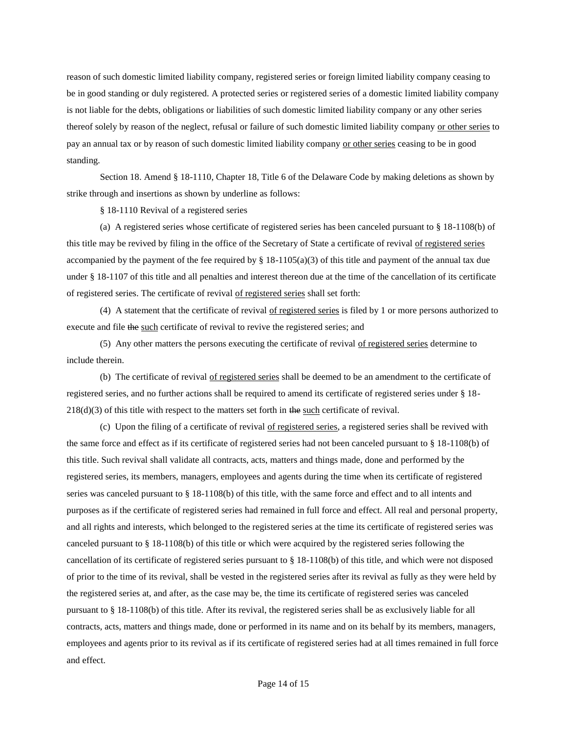reason of such domestic limited liability company, registered series or foreign limited liability company ceasing to be in good standing or duly registered. A protected series or registered series of a domestic limited liability company is not liable for the debts, obligations or liabilities of such domestic limited liability company or any other series thereof solely by reason of the neglect, refusal or failure of such domestic limited liability company <u>or other series</u> to pay an annual tax or by reason of such domestic limited liability company <u>or other series</u> ceasing to be in good standing.

Section 18. Amend § 18-1110, Chapter 18, Title 6 of the Delaware Code by making deletions as shown by strike through and insertions as shown by underline as follows:

§ 18-1110 Revival of a registered series

(a) A registered series whose certificate of registered series has been canceled pursuant to § 18-1108(b) of this title may be revived by filing in the office of the Secretary of State a certificate of revival <u>of registered series</u> accompanied by the payment of the fee required by § 18-1105(a)(3) of this title and payment of the annual tax due under § 18-1107 of this title and all penalties and interest thereon due at the time of the cancellation of its certificate of registered series. The certificate of revival <u>of registered series</u> shall set forth:

(4) A statement that the certificate of revival <u>of registered series</u> is filed by 1 or more persons authorized to execute and file ~~the~~ <u>such</u> certificate of revival to revive the registered series; and

(5) Any other matters the persons executing the certificate of revival <u>of registered series</u> determine to include therein.

(b) The certificate of revival <u>of registered series</u> shall be deemed to be an amendment to the certificate of registered series, and no further actions shall be required to amend its certificate of registered series under § 18-218(d)(3) of this title with respect to the matters set forth in ~~the~~ <u>such</u> certificate of revival.

(c) Upon the filing of a certificate of revival <u>of registered series</u>, a registered series shall be revived with the same force and effect as if its certificate of registered series had not been canceled pursuant to § 18-1108(b) of this title. Such revival shall validate all contracts, acts, matters and things made, done and performed by the registered series, its members, managers, employees and agents during the time when its certificate of registered series was canceled pursuant to § 18-1108(b) of this title, with the same force and effect and to all intents and purposes as if the certificate of registered series had remained in full force and effect. All real and personal property, and all rights and interests, which belonged to the registered series at the time its certificate of registered series was canceled pursuant to § 18-1108(b) of this title or which were acquired by the registered series following the cancellation of its certificate of registered series pursuant to § 18-1108(b) of this title, and which were not disposed of prior to the time of its revival, shall be vested in the registered series after its revival as fully as they were held by the registered series at, and after, as the case may be, the time its certificate of registered series was canceled pursuant to § 18-1108(b) of this title. After its revival, the registered series shall be as exclusively liable for all contracts, acts, matters and things made, done or performed in its name and on its behalf by its members, managers, employees and agents prior to its revival as if its certificate of registered series had at all times remained in full force and effect.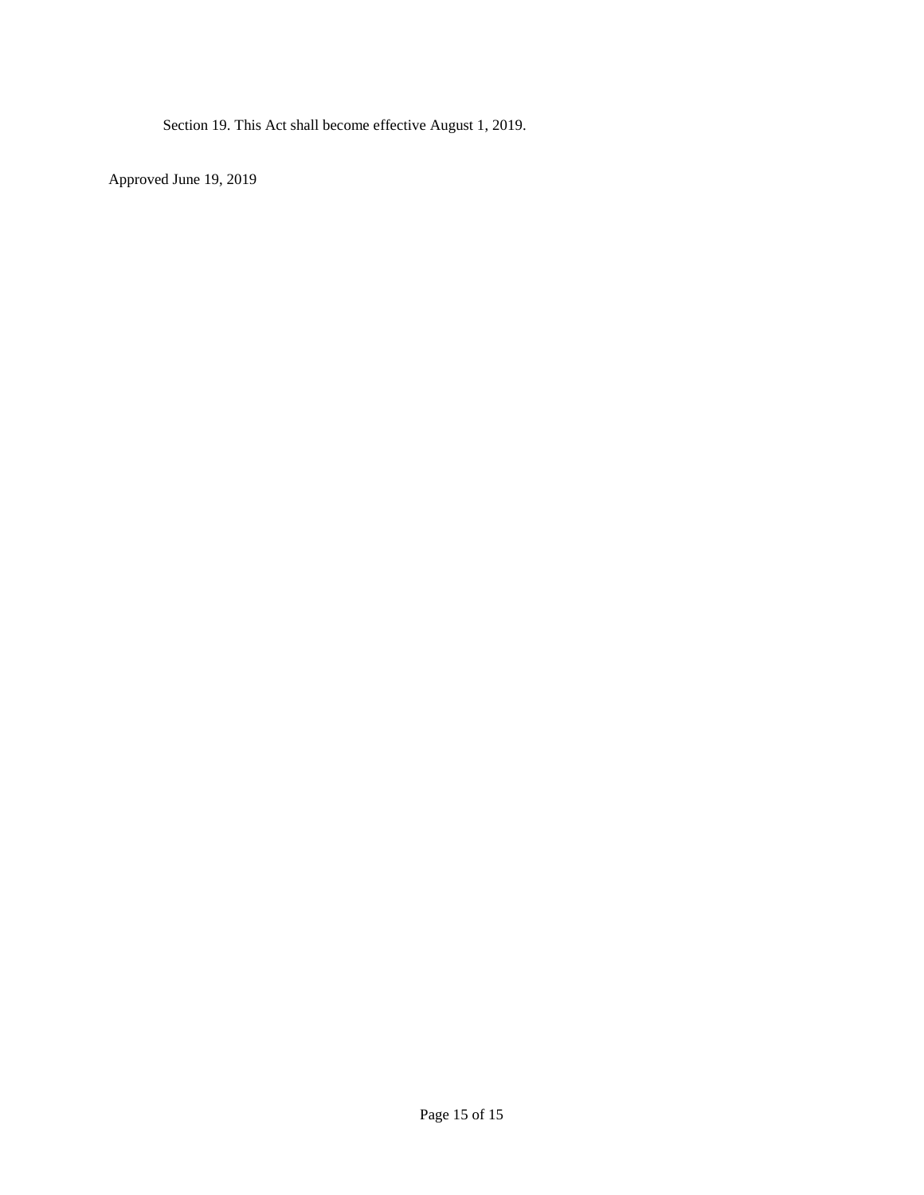Section 19. This Act shall become effective August 1, 2019.

Approved June 19, 2019